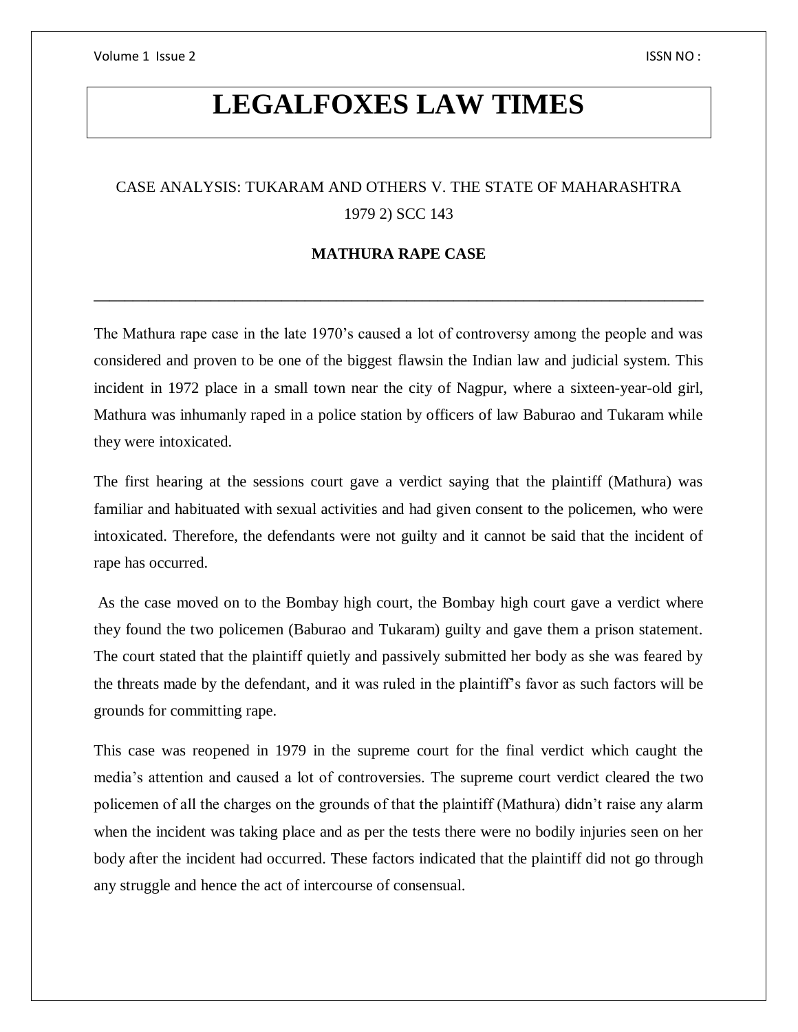# LEGALFOXES LAW TIMES

CASE ANALYSIS: TUKARAM AND OTHERS V. THE STATE OF MAHARASHTRA 1979 2) SCC 143

**MATHURA RAPE CASE**

---

The Mathura rape case in the late 1970's caused a lot of controversy among the people and was considered and proven to be one of the biggest flawsin the Indian law and judicial system. This incident in 1972 place in a small town near the city of Nagpur, where a sixteen-year-old girl, Mathura was inhumanly raped in a police station by officers of law Baburao and Tukaram while they were intoxicated.

The first hearing at the sessions court gave a verdict saying that the plaintiff (Mathura) was familiar and habituated with sexual activities and had given consent to the policemen, who were intoxicated. Therefore, the defendants were not guilty and it cannot be said that the incident of rape has occurred.

As the case moved on to the Bombay high court, the Bombay high court gave a verdict where they found the two policemen (Baburao and Tukaram) guilty and gave them a prison statement. The court stated that the plaintiff quietly and passively submitted her body as she was feared by the threats made by the defendant, and it was ruled in the plaintiff's favor as such factors will be grounds for committing rape.

This case was reopened in 1979 in the supreme court for the final verdict which caught the media's attention and caused a lot of controversies. The supreme court verdict cleared the two policemen of all the charges on the grounds of that the plaintiff (Mathura) didn't raise any alarm when the incident was taking place and as per the tests there were no bodily injuries seen on her body after the incident had occurred. These factors indicated that the plaintiff did not go through any struggle and hence the act of intercourse of consensual.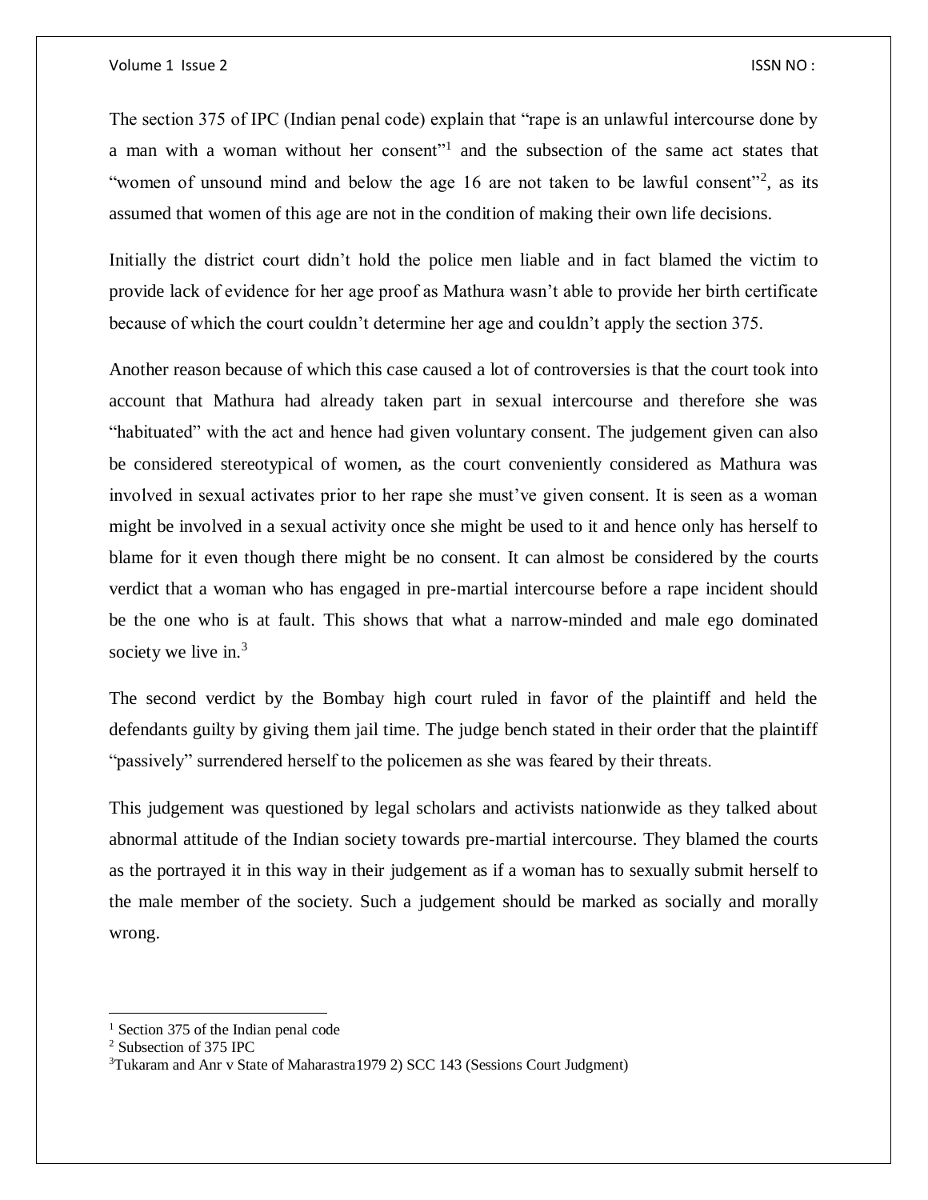The section 375 of IPC (Indian penal code) explain that "rape is an unlawful intercourse done by a man with a woman without her consent"[1] and the subsection of the same act states that "women of unsound mind and below the age 16 are not taken to be lawful consent"[2], as its assumed that women of this age are not in the condition of making their own life decisions.

Initially the district court didn't hold the police men liable and in fact blamed the victim to provide lack of evidence for her age proof as Mathura wasn't able to provide her birth certificate because of which the court couldn't determine her age and couldn't apply the section 375.

Another reason because of which this case caused a lot of controversies is that the court took into account that Mathura had already taken part in sexual intercourse and therefore she was "habituated" with the act and hence had given voluntary consent. The judgement given can also be considered stereotypical of women, as the court conveniently considered as Mathura was involved in sexual activates prior to her rape she must've given consent. It is seen as a woman might be involved in a sexual activity once she might be used to it and hence only has herself to blame for it even though there might be no consent. It can almost be considered by the courts verdict that a woman who has engaged in pre-martial intercourse before a rape incident should be the one who is at fault. This shows that what a narrow-minded and male ego dominated society we live in.[3]

The second verdict by the Bombay high court ruled in favor of the plaintiff and held the defendants guilty by giving them jail time. The judge bench stated in their order that the plaintiff "passively" surrendered herself to the policemen as she was feared by their threats.

This judgement was questioned by legal scholars and activists nationwide as they talked about abnormal attitude of the Indian society towards pre-martial intercourse. They blamed the courts as the portrayed it in this way in their judgement as if a woman has to sexually submit herself to the male member of the society. Such a judgement should be marked as socially and morally wrong.

---

[1] Section 375 of the Indian penal code

[2] Subsection of 375 IPC

[3] Tukaram and Anr v State of Maharastra1979 2) SCC 143 (Sessions Court Judgment)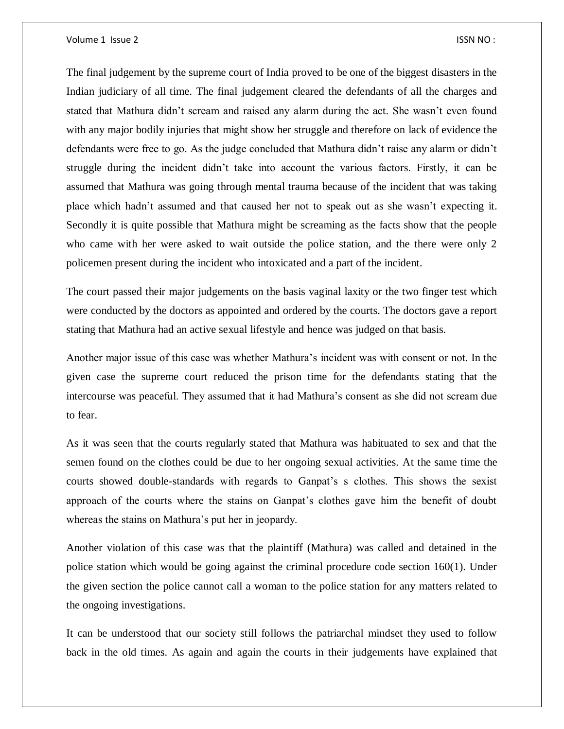The final judgement by the supreme court of India proved to be one of the biggest disasters in the Indian judiciary of all time. The final judgement cleared the defendants of all the charges and stated that Mathura didn't scream and raised any alarm during the act. She wasn't even found with any major bodily injuries that might show her struggle and therefore on lack of evidence the defendants were free to go. As the judge concluded that Mathura didn't raise any alarm or didn't struggle during the incident didn't take into account the various factors. Firstly, it can be assumed that Mathura was going through mental trauma because of the incident that was taking place which hadn't assumed and that caused her not to speak out as she wasn't expecting it. Secondly it is quite possible that Mathura might be screaming as the facts show that the people who came with her were asked to wait outside the police station, and the there were only 2 policemen present during the incident who intoxicated and a part of the incident.

The court passed their major judgements on the basis vaginal laxity or the two finger test which were conducted by the doctors as appointed and ordered by the courts. The doctors gave a report stating that Mathura had an active sexual lifestyle and hence was judged on that basis.

Another major issue of this case was whether Mathura's incident was with consent or not. In the given case the supreme court reduced the prison time for the defendants stating that the intercourse was peaceful. They assumed that it had Mathura's consent as she did not scream due to fear.

As it was seen that the courts regularly stated that Mathura was habituated to sex and that the semen found on the clothes could be due to her ongoing sexual activities. At the same time the courts showed double-standards with regards to Ganpat's s clothes. This shows the sexist approach of the courts where the stains on Ganpat's clothes gave him the benefit of doubt whereas the stains on Mathura's put her in jeopardy.

Another violation of this case was that the plaintiff (Mathura) was called and detained in the police station which would be going against the criminal procedure code section 160(1). Under the given section the police cannot call a woman to the police station for any matters related to the ongoing investigations.

It can be understood that our society still follows the patriarchal mindset they used to follow back in the old times. As again and again the courts in their judgements have explained that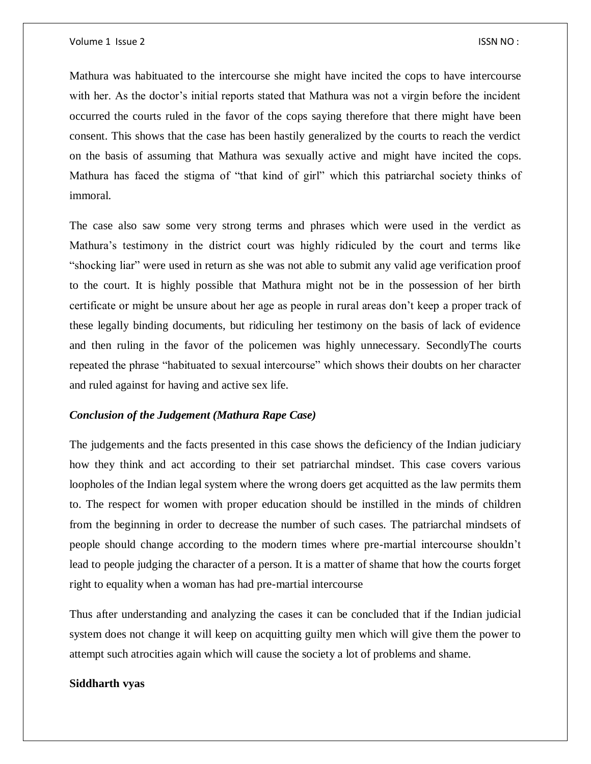Mathura was habituated to the intercourse she might have incited the cops to have intercourse with her. As the doctor's initial reports stated that Mathura was not a virgin before the incident occurred the courts ruled in the favor of the cops saying therefore that there might have been consent. This shows that the case has been hastily generalized by the courts to reach the verdict on the basis of assuming that Mathura was sexually active and might have incited the cops. Mathura has faced the stigma of "that kind of girl" which this patriarchal society thinks of immoral.

The case also saw some very strong terms and phrases which were used in the verdict as Mathura's testimony in the district court was highly ridiculed by the court and terms like "shocking liar" were used in return as she was not able to submit any valid age verification proof to the court. It is highly possible that Mathura might not be in the possession of her birth certificate or might be unsure about her age as people in rural areas don't keep a proper track of these legally binding documents, but ridiculing her testimony on the basis of lack of evidence and then ruling in the favor of the policemen was highly unnecessary. SecondlyThe courts repeated the phrase "habituated to sexual intercourse" which shows their doubts on her character and ruled against for having and active sex life.

***Conclusion of the Judgement (Mathura Rape Case)***

The judgements and the facts presented in this case shows the deficiency of the Indian judiciary how they think and act according to their set patriarchal mindset. This case covers various loopholes of the Indian legal system where the wrong doers get acquitted as the law permits them to. The respect for women with proper education should be instilled in the minds of children from the beginning in order to decrease the number of such cases. The patriarchal mindsets of people should change according to the modern times where pre-martial intercourse shouldn't lead to people judging the character of a person. It is a matter of shame that how the courts forget right to equality when a woman has had pre-martial intercourse

Thus after understanding and analyzing the cases it can be concluded that if the Indian judicial system does not change it will keep on acquitting guilty men which will give them the power to attempt such atrocities again which will cause the society a lot of problems and shame.

**Siddharth vyas**